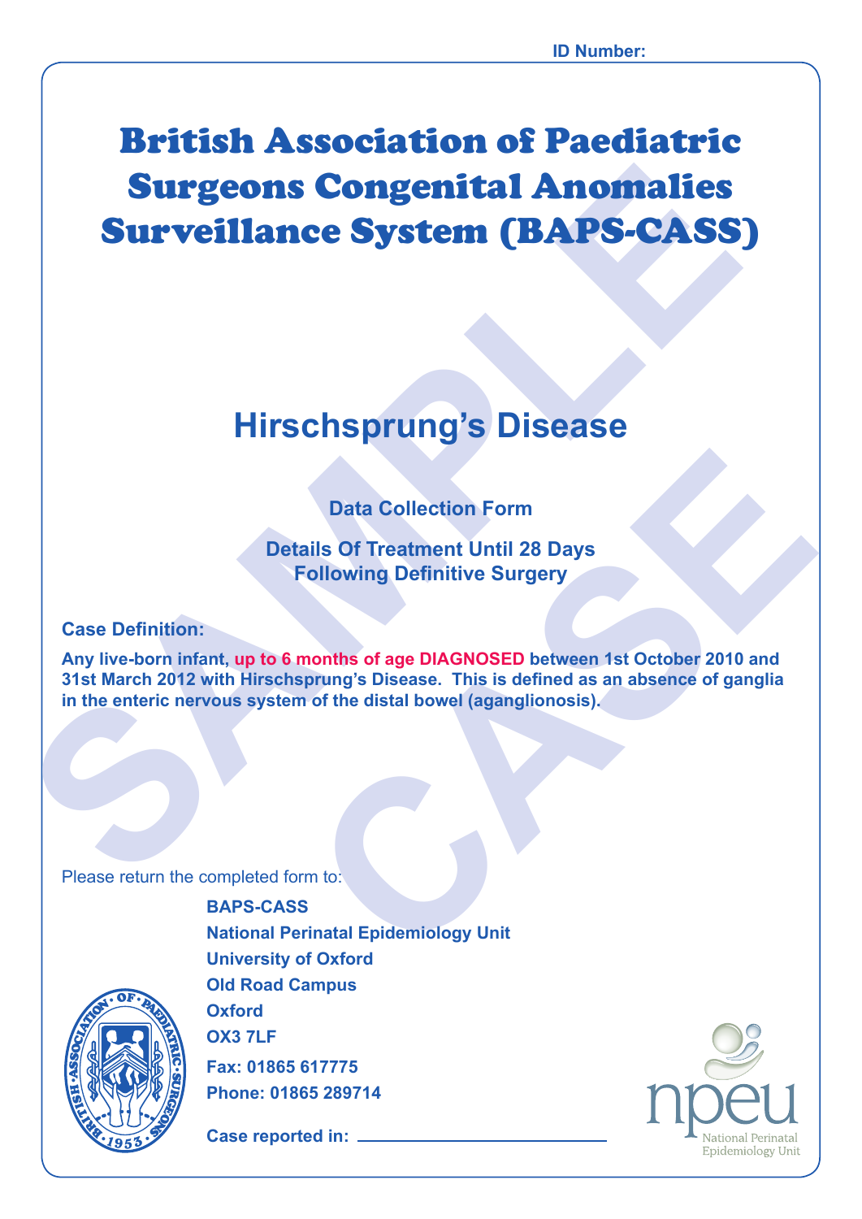**ID Number:**

# British Association of Paediatric Surgeons Congenital Anomalies Surveillance System (BAPS-CASS)

## Hirschsprung's Disease

**Data Collection Form**

**Details Of Treatment Until 28 Days Following Definitive Surgery**

**Case Definition:**

**Any live-born infant, up to 6 months of age DIAGNOSED between 1st October 2010 and 31st March 2012 with Hirschsprung's Disease. This is defined as an absence of ganglia in the enteric nervous system of the distal bowel (aganglionosis).**

Please return the completed form to:

**BAPS-CASS**
**National Perinatal Epidemiology Unit**
**University of Oxford**
**Old Road Campus**
**Oxford**
**OX3 7LF**
**Fax: 01865 617775**
**Phone: 01865 289714**

**Case reported in:** ____________________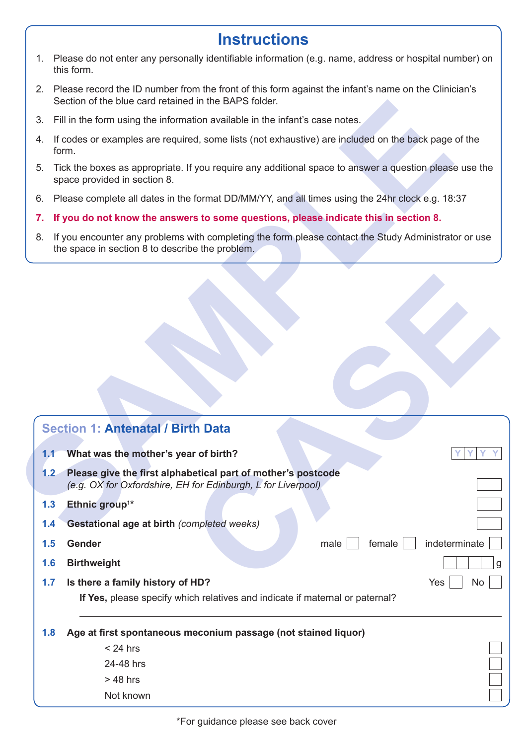## Instructions

1. Please do not enter any personally identifiable information (e.g. name, address or hospital number) on this form.
2. Please record the ID number from the front of this form against the infant's name on the Clinician's Section of the blue card retained in the BAPS folder.
3. Fill in the form using the information available in the infant's case notes.
4. If codes or examples are required, some lists (not exhaustive) are included on the back page of the form.
5. Tick the boxes as appropriate. If you require any additional space to answer a question please use the space provided in section 8.
6. Please complete all dates in the format DD/MM/YY, and all times using the 24hr clock e.g. 18:37
7. **If you do not know the answers to some questions, please indicate this in section 8.**
8. If you encounter any problems with completing the form please contact the Study Administrator or use the space in section 8 to describe the problem.

SAMPLE CASE

## Section 1: Antenatal / Birth Data

**1.1 What was the mother's year of birth?** Y Y Y Y

**1.2 Please give the first alphabetical part of mother's postcode**
*(e.g. OX for Oxfordshire, EH for Edinburgh, L for Liverpool)* ☐☐

**1.3 Ethnic group[1]*** ☐☐

**1.4 Gestational age at birth** *(completed weeks)* ☐☐

**1.5 Gender** male ☐ female ☐ indeterminate ☐

**1.6 Birthweight** ☐☐☐☐ g

**1.7 Is there a family history of HD?** Yes ☐ No ☐

**If Yes,** please specify which relatives and indicate if maternal or paternal?

______________________________

**1.8 Age at first spontaneous meconium passage (not stained liquor)**

- < 24 hrs ☐
- 24-48 hrs ☐
- > 48 hrs ☐
- Not known ☐

*For guidance please see back cover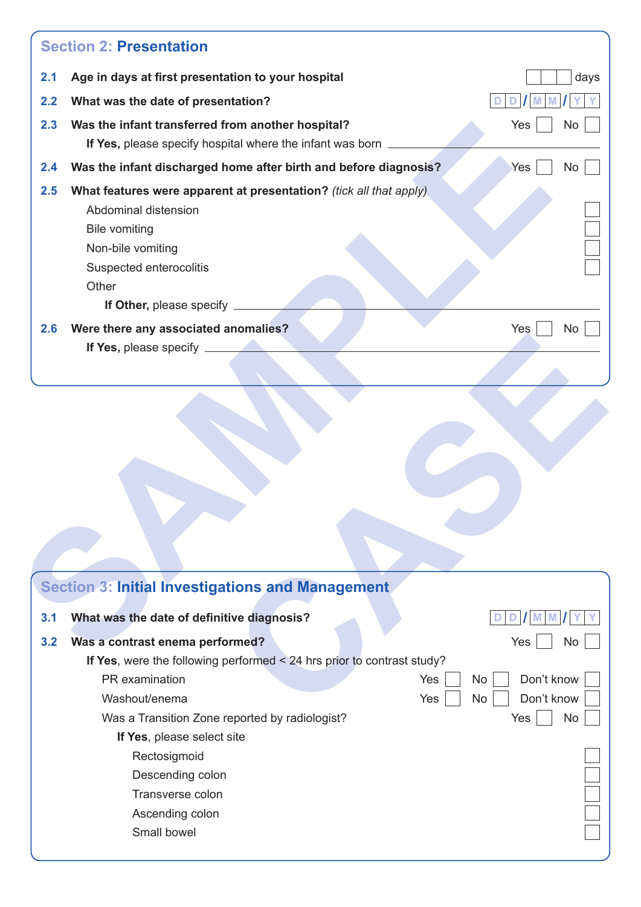## Section 2: Presentation

**2.1 Age in days at first presentation to your hospital** ☐☐☐ days

**2.2 What was the date of presentation?** DD / MM / YY

**2.3 Was the infant transferred from another hospital?** Yes ☐ No ☐

**If Yes,** please specify hospital where the infant was born \_\_\_\_\_\_\_\_\_\_\_\_\_\_\_\_\_\_\_\_

**2.4 Was the infant discharged home after birth and before diagnosis?** Yes ☐ No ☐

**2.5 What features were apparent at presentation?** *(tick all that apply)*

- Abdominal distension ☐
- Bile vomiting ☐
- Non-bile vomiting ☐
- Suspected enterocolitis ☐
- Other

**If Other,** please specify \_\_\_\_\_\_\_\_\_\_\_\_\_\_\_\_\_\_\_\_

**2.6 Were there any associated anomalies?** Yes ☐ No ☐

**If Yes,** please specify \_\_\_\_\_\_\_\_\_\_\_\_\_\_\_\_\_\_\_\_

SAMPLE CASE

## Section 3: Initial Investigations and Management

**3.1 What was the date of definitive diagnosis?** DD / MM / YY

**3.2 Was a contrast enema performed?** Yes ☐ No ☐

**If Yes**, were the following performed < 24 hrs prior to contrast study?

| | | | |
|---|---|---|---|
| PR examination | Yes ☐ | No ☐ | Don't know ☐ |
| Washout/enema | Yes ☐ | No ☐ | Don't know ☐ |

Was a Transition Zone reported by radiologist? Yes ☐ No ☐

**If Yes**, please select site

- Rectosigmoid ☐
- Descending colon ☐
- Transverse colon ☐
- Ascending colon ☐
- Small bowel ☐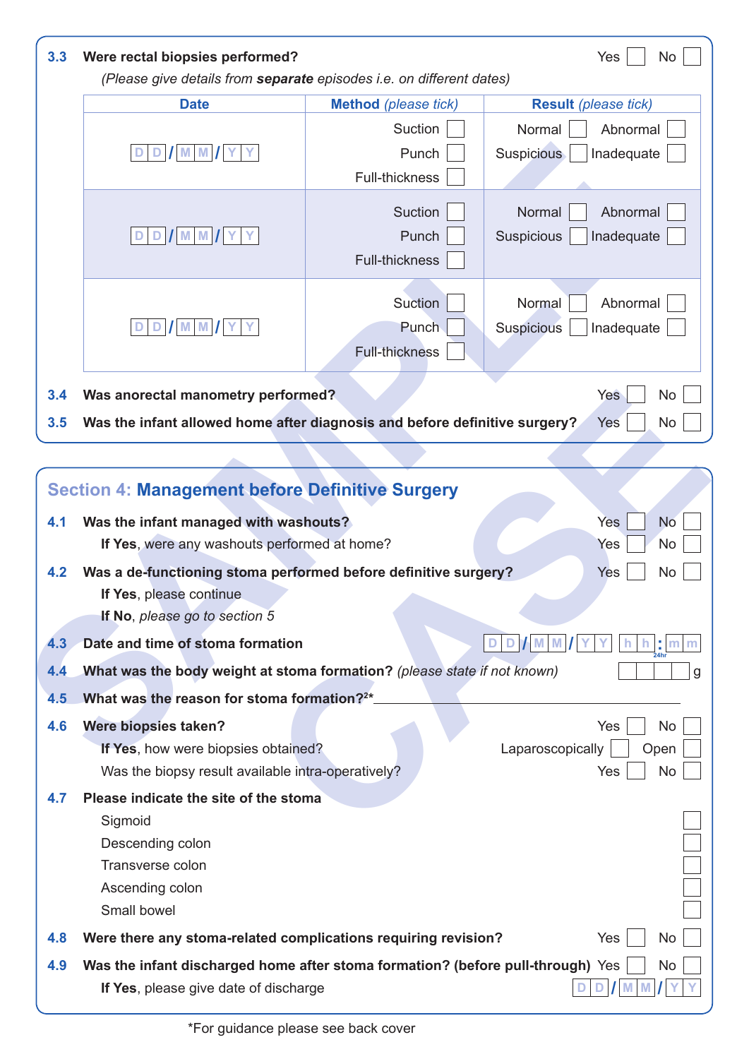**3.3 Were rectal biopsies performed?** Yes ☐ No ☐

*(Please give details from **separate** episodes i.e. on different dates)*

| Date | Method *(please tick)* | Result *(please tick)* |
|---|---|---|
| D D / M M / Y Y | Suction ☐ Punch ☐ Full-thickness ☐ | Normal ☐ Abnormal ☐ Suspicious ☐ Inadequate ☐ |
| D D / M M / Y Y | Suction ☐ Punch ☐ Full-thickness ☐ | Normal ☐ Abnormal ☐ Suspicious ☐ Inadequate ☐ |
| D D / M M / Y Y | Suction ☐ Punch ☐ Full-thickness ☐ | Normal ☐ Abnormal ☐ Suspicious ☐ Inadequate ☐ |

**3.4 Was anorectal manometry performed?** Yes ☐ No ☐

**3.5 Was the infant allowed home after diagnosis and before definitive surgery?** Yes ☐ No ☐

## Section 4: Management before Definitive Surgery

**4.1 Was the infant managed with washouts?** Yes ☐ No ☐

**If Yes**, were any washouts performed at home? Yes ☐ No ☐

**4.2 Was a de-functioning stoma performed before definitive surgery?** Yes ☐ No ☐

**If Yes**, please continue

**If No**, *please go to section 5*

**4.3 Date and time of stoma formation** D D / M M / Y Y h h : m m (24hr)

**4.4 What was the body weight at stoma formation?** *(please state if not known)* ____ g

**4.5 What was the reason for stoma formation?[2]*** ______________________

**4.6 Were biopsies taken?** Yes ☐ No ☐

**If Yes**, how were biopsies obtained? Laparoscopically ☐ Open ☐

Was the biopsy result available intra-operatively? Yes ☐ No ☐

**4.7 Please indicate the site of the stoma**

- Sigmoid ☐
- Descending colon ☐
- Transverse colon ☐
- Ascending colon ☐
- Small bowel ☐

**4.8 Were there any stoma-related complications requiring revision?** Yes ☐ No ☐

**4.9 Was the infant discharged home after stoma formation? (before pull-through)** Yes ☐ No ☐

**If Yes**, please give date of discharge D D / M M / Y Y

*For guidance please see back cover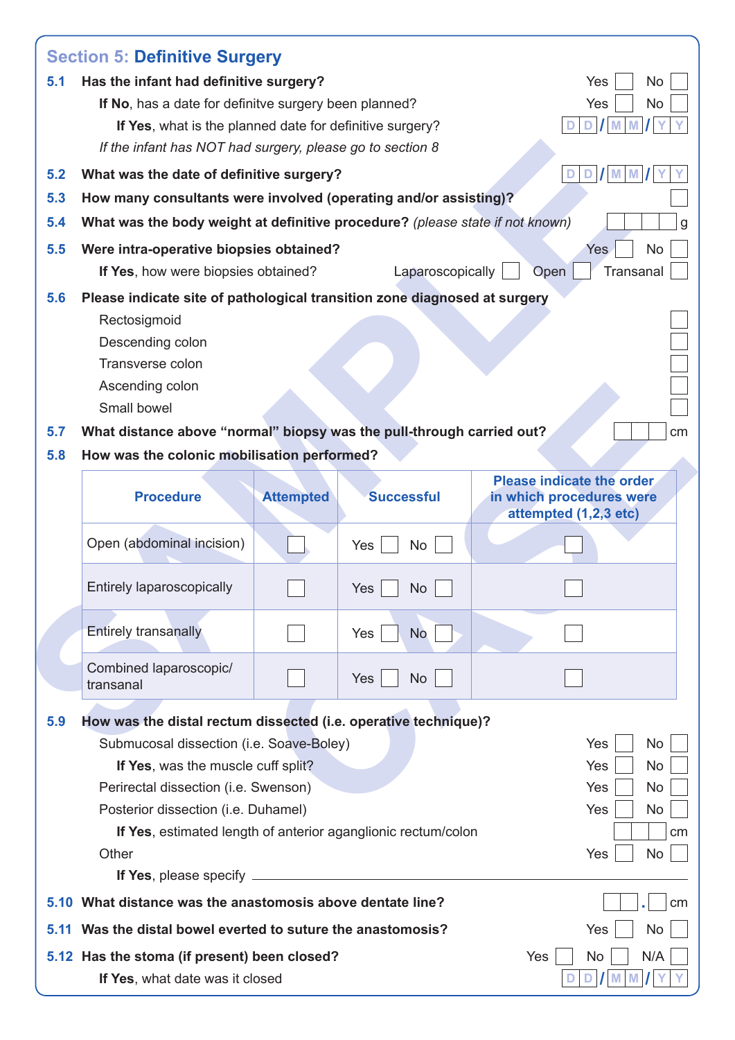## Section 5: Definitive Surgery

**5.1 Has the infant had definitive surgery?** Yes ☐ No ☐

**If No**, has a date for definitve surgery been planned? Yes ☐ No ☐

**If Yes**, what is the planned date for definitive surgery? DD/MM/YY

*If the infant has NOT had surgery, please go to section 8*

**5.2 What was the date of definitive surgery?** DD/MM/YY

**5.3 How many consultants were involved (operating and/or assisting)?** ☐

**5.4 What was the body weight at definitive procedure?** *(please state if not known)* ☐☐☐☐ g

**5.5 Were intra-operative biopsies obtained?** Yes ☐ No ☐

**If Yes**, how were biopsies obtained? Laparoscopically ☐ Open ☐ Transanal ☐

**5.6 Please indicate site of pathological transition zone diagnosed at surgery**

- Rectosigmoid ☐
- Descending colon ☐
- Transverse colon ☐
- Ascending colon ☐
- Small bowel ☐

**5.7 What distance above "normal" biopsy was the pull-through carried out?** ☐☐☐ cm

**5.8 How was the colonic mobilisation performed?**

| Procedure | Attempted | Successful | Please indicate the order in which procedures were attempted (1,2,3 etc) |
|---|---|---|---|
| Open (abdominal incision) | ☐ | Yes ☐ No ☐ | ☐ |
| Entirely laparoscopically | ☐ | Yes ☐ No ☐ | ☐ |
| Entirely transanally | ☐ | Yes ☐ No ☐ | ☐ |
| Combined laparoscopic/ transanal | ☐ | Yes ☐ No ☐ | ☐ |

**5.9 How was the distal rectum dissected (i.e. operative technique)?**

Submucosal dissection (i.e. Soave-Boley) Yes ☐ No ☐

**If Yes**, was the muscle cuff split? Yes ☐ No ☐

Perirectal dissection (i.e. Swenson) Yes ☐ No ☐

Posterior dissection (i.e. Duhamel) Yes ☐ No ☐

**If Yes**, estimated length of anterior aganglionic rectum/colon ☐☐☐ cm

Other Yes ☐ No ☐

**If Yes**, please specify \_\_\_\_\_\_\_\_\_\_\_\_\_\_\_\_\_\_\_\_

**5.10 What distance was the anastomosis above dentate line?** ☐☐.☐ cm

**5.11 Was the distal bowel everted to suture the anastomosis?** Yes ☐ No ☐

**5.12 Has the stoma (if present) been closed?** Yes ☐ No ☐ N/A ☐

**If Yes**, what date was it closed DD/MM/YY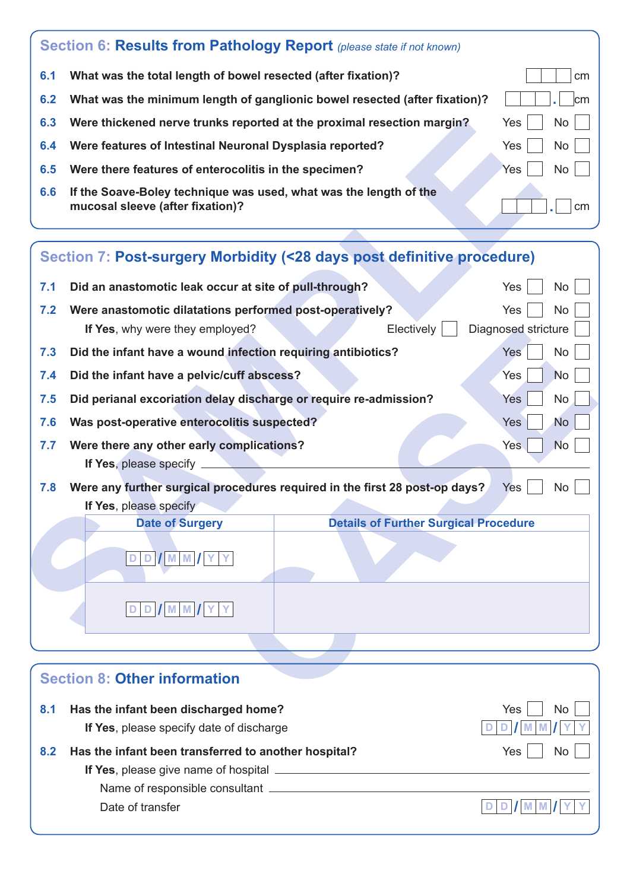## Section 6: Results from Pathology Report *(please state if not known)*

**6.1** **What was the total length of bowel resected (after fixation)?** ☐☐☐ cm

**6.2** **What was the minimum length of ganglionic bowel resected (after fixation)?** ☐☐☐.☐ cm

**6.3** **Were thickened nerve trunks reported at the proximal resection margin?** Yes ☐ No ☐

**6.4** **Were features of Intestinal Neuronal Dysplasia reported?** Yes ☐ No ☐

**6.5** **Were there features of enterocolitis in the specimen?** Yes ☐ No ☐

**6.6** **If the Soave-Boley technique was used, what was the length of the mucosal sleeve (after fixation)?** ☐☐☐.☐ cm

## Section 7: Post-surgery Morbidity (<28 days post definitive procedure)

**7.1** **Did an anastomotic leak occur at site of pull-through?** Yes ☐ No ☐

**7.2** **Were anastomotic dilatations performed post-operatively?** Yes ☐ No ☐

**If Yes**, why were they employed? Electively ☐ Diagnosed stricture ☐

**7.3** **Did the infant have a wound infection requiring antibiotics?** Yes ☐ No ☐

**7.4** **Did the infant have a pelvic/cuff abscess?** Yes ☐ No ☐

**7.5** **Did perianal excoriation delay discharge or require re-admission?** Yes ☐ No ☐

**7.6** **Was post-operative enterocolitis suspected?** Yes ☐ No ☐

**7.7** **Were there any other early complications?** Yes ☐ No ☐

**If Yes**, please specify ____________________

**7.8** **Were any further surgical procedures required in the first 28 post-op days?** Yes ☐ No ☐

**If Yes**, please specify

| Date of Surgery | Details of Further Surgical Procedure |
|---|---|
| DD/MM/YY | |
| DD/MM/YY | |

## Section 8: Other information

**8.1** **Has the infant been discharged home?** Yes ☐ No ☐

**If Yes**, please specify date of discharge DD/MM/YY

**8.2** **Has the infant been transferred to another hospital?** Yes ☐ No ☐

**If Yes**, please give name of hospital ____________________

Name of responsible consultant ____________________

Date of transfer DD/MM/YY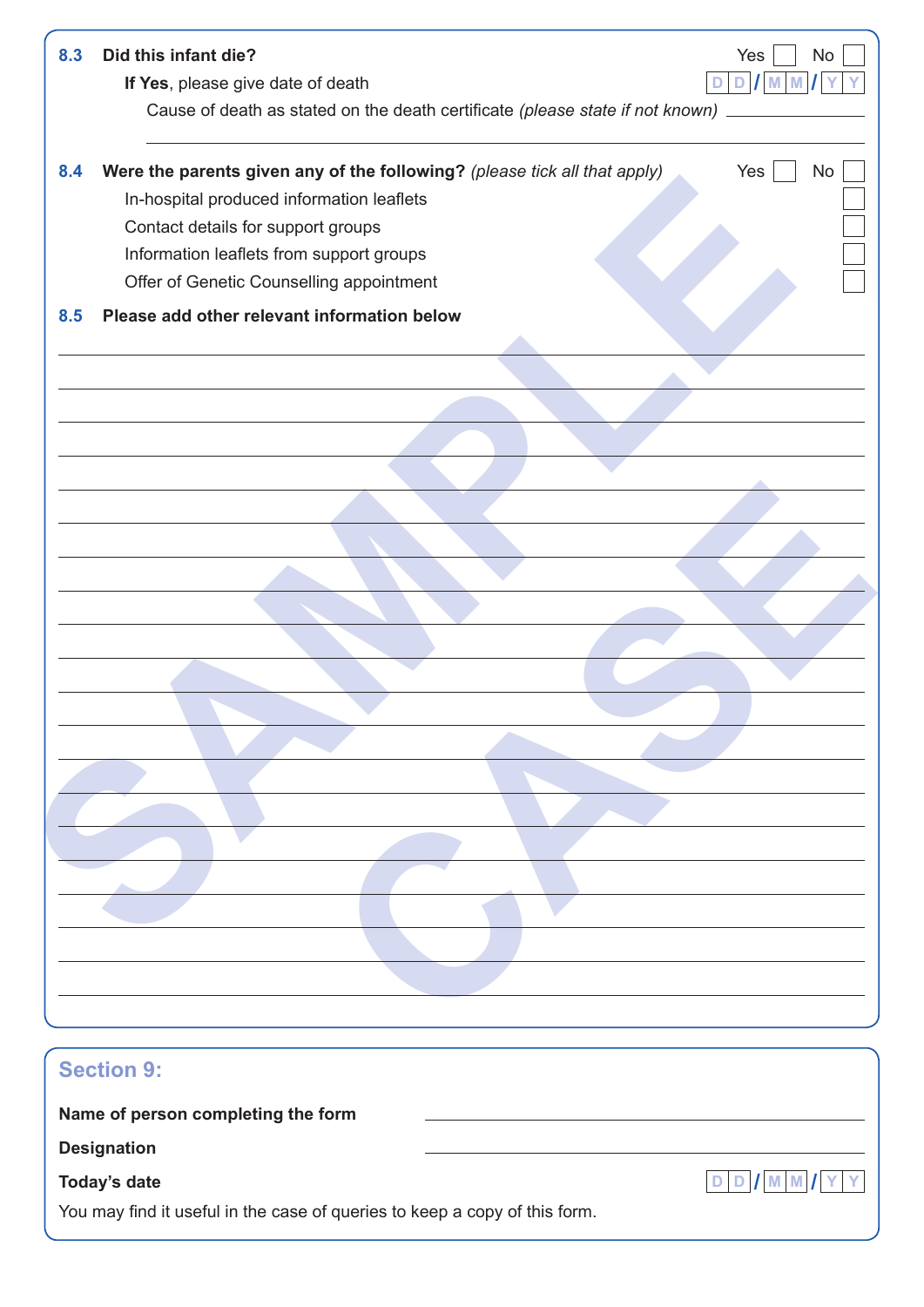**8.3 Did this infant die?** Yes ☐ No ☐

**If Yes**, please give date of death DD/MM/YY

Cause of death as stated on the death certificate *(please state if not known)* ____________________

______________________________________________

**8.4 Were the parents given any of the following?** *(please tick all that apply)* Yes ☐ No ☐

- In-hospital produced information leaflets ☐
- Contact details for support groups ☐
- Information leaflets from support groups ☐
- Offer of Genetic Counselling appointment ☐

**8.5 Please add other relevant information below**

______________________________________________

______________________________________________

______________________________________________

______________________________________________

______________________________________________

______________________________________________

______________________________________________

______________________________________________

______________________________________________

______________________________________________

______________________________________________

______________________________________________

______________________________________________

______________________________________________

______________________________________________

______________________________________________

______________________________________________

______________________________________________

______________________________________________

## Section 9:

**Name of person completing the form** ____________________

**Designation** ____________________

**Today's date** DD/MM/YY

You may find it useful in the case of queries to keep a copy of this form.

SAMPLE CASE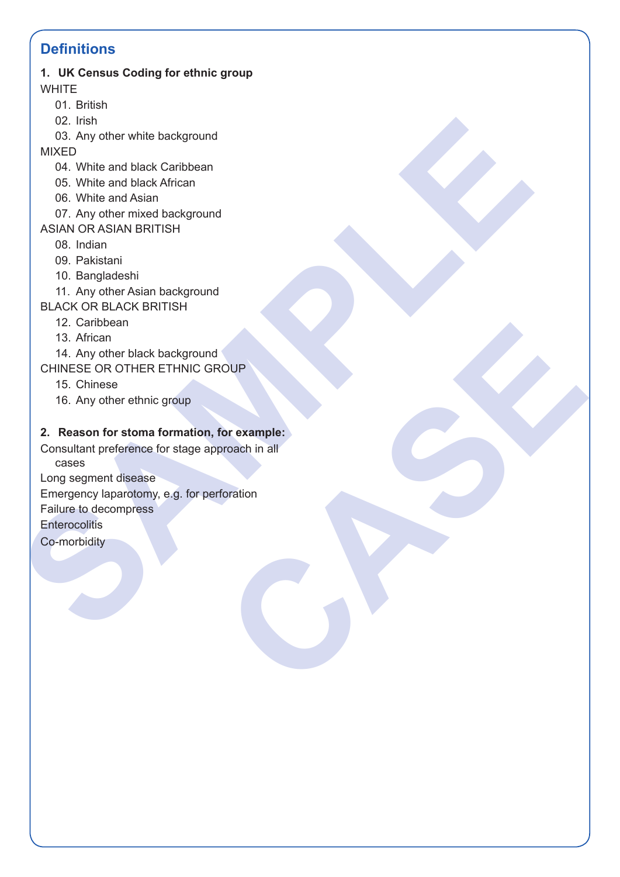## Definitions

**1. UK Census Coding for ethnic group**

WHITE

- 01. British
- 02. Irish
- 03. Any other white background

MIXED

- 04. White and black Caribbean
- 05. White and black African
- 06. White and Asian
- 07. Any other mixed background

ASIAN OR ASIAN BRITISH

- 08. Indian
- 09. Pakistani
- 10. Bangladeshi
- 11. Any other Asian background

BLACK OR BLACK BRITISH

- 12. Caribbean
- 13. African
- 14. Any other black background

CHINESE OR OTHER ETHNIC GROUP

- 15. Chinese
- 16. Any other ethnic group

**2. Reason for stoma formation, for example:**

Consultant preference for stage approach in all cases
Long segment disease
Emergency laparotomy, e.g. for perforation
Failure to decompress
Enterocolitis
Co-morbidity